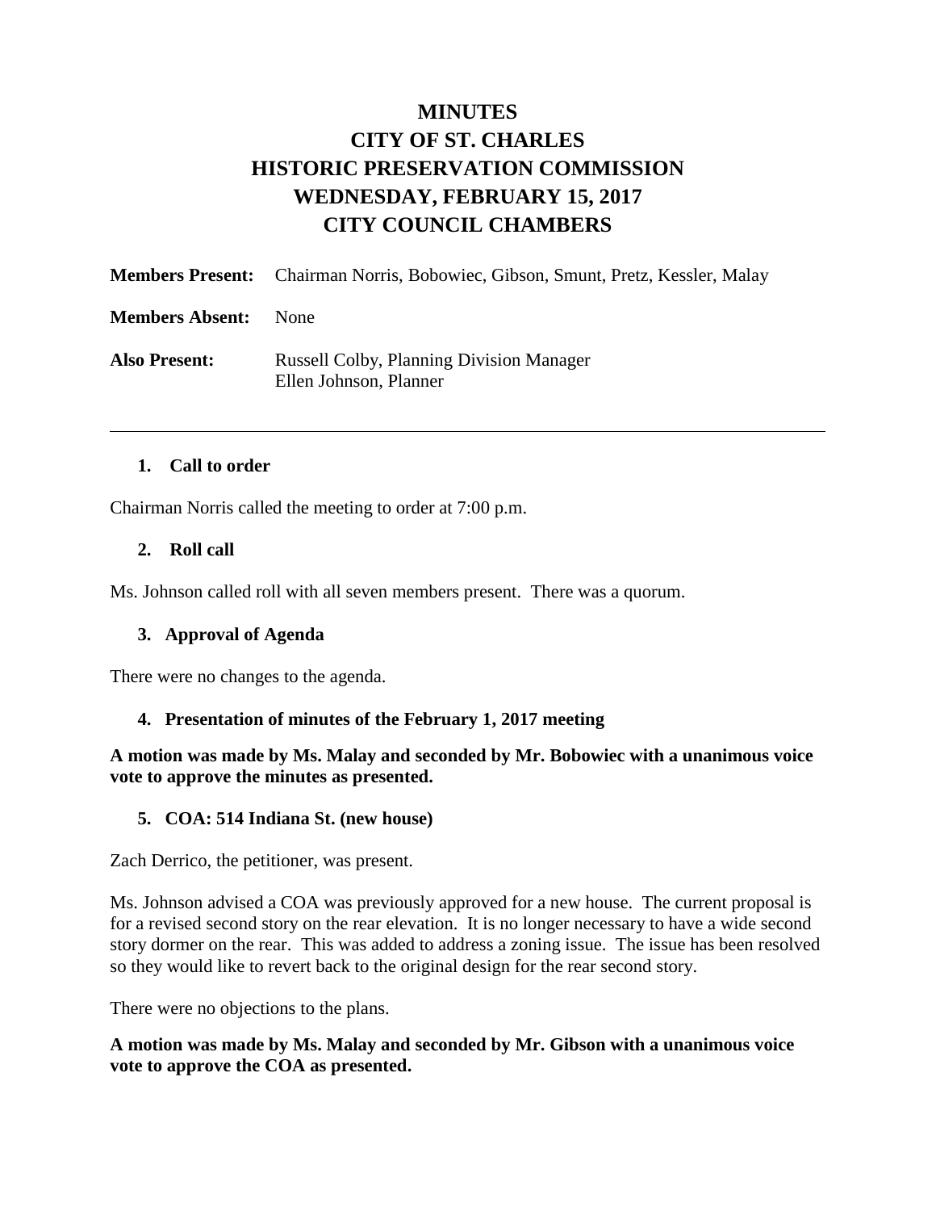# MINUTES
# CITY OF ST. CHARLES
# HISTORIC PRESERVATION COMMISSION
# WEDNESDAY, FEBRUARY 15, 2017
# CITY COUNCIL CHAMBERS

**Members Present:** Chairman Norris, Bobowiec, Gibson, Smunt, Pretz, Kessler, Malay

**Members Absent:** None

**Also Present:** Russell Colby, Planning Division Manager
Ellen Johnson, Planner

---

**1. Call to order**

Chairman Norris called the meeting to order at 7:00 p.m.

**2. Roll call**

Ms. Johnson called roll with all seven members present. There was a quorum.

**3. Approval of Agenda**

There were no changes to the agenda.

**4. Presentation of minutes of the February 1, 2017 meeting**

**A motion was made by Ms. Malay and seconded by Mr. Bobowiec with a unanimous voice vote to approve the minutes as presented.**

**5. COA: 514 Indiana St. (new house)**

Zach Derrico, the petitioner, was present.

Ms. Johnson advised a COA was previously approved for a new house. The current proposal is for a revised second story on the rear elevation. It is no longer necessary to have a wide second story dormer on the rear. This was added to address a zoning issue. The issue has been resolved so they would like to revert back to the original design for the rear second story.

There were no objections to the plans.

**A motion was made by Ms. Malay and seconded by Mr. Gibson with a unanimous voice vote to approve the COA as presented.**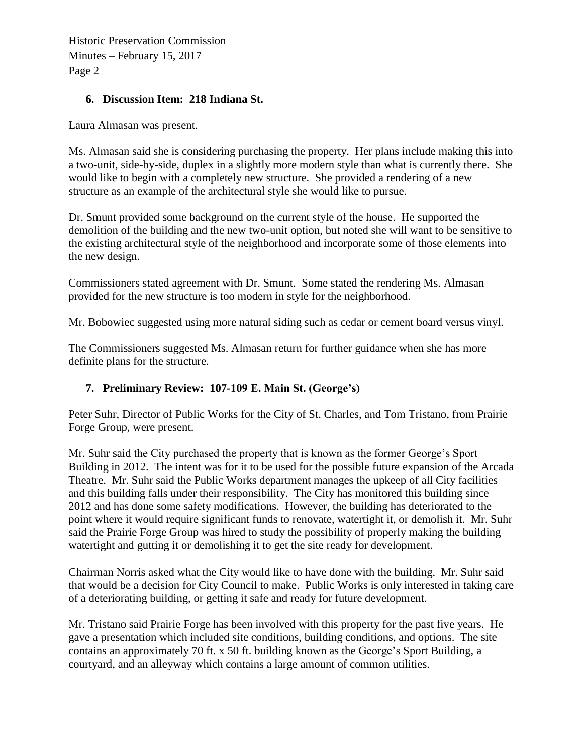### 6. Discussion Item: 218 Indiana St.

Laura Almasan was present.

Ms. Almasan said she is considering purchasing the property. Her plans include making this into a two-unit, side-by-side, duplex in a slightly more modern style than what is currently there. She would like to begin with a completely new structure. She provided a rendering of a new structure as an example of the architectural style she would like to pursue.

Dr. Smunt provided some background on the current style of the house. He supported the demolition of the building and the new two-unit option, but noted she will want to be sensitive to the existing architectural style of the neighborhood and incorporate some of those elements into the new design.

Commissioners stated agreement with Dr. Smunt. Some stated the rendering Ms. Almasan provided for the new structure is too modern in style for the neighborhood.

Mr. Bobowiec suggested using more natural siding such as cedar or cement board versus vinyl.

The Commissioners suggested Ms. Almasan return for further guidance when she has more definite plans for the structure.

### 7. Preliminary Review: 107-109 E. Main St. (George's)

Peter Suhr, Director of Public Works for the City of St. Charles, and Tom Tristano, from Prairie Forge Group, were present.

Mr. Suhr said the City purchased the property that is known as the former George's Sport Building in 2012. The intent was for it to be used for the possible future expansion of the Arcada Theatre. Mr. Suhr said the Public Works department manages the upkeep of all City facilities and this building falls under their responsibility. The City has monitored this building since 2012 and has done some safety modifications. However, the building has deteriorated to the point where it would require significant funds to renovate, watertight it, or demolish it. Mr. Suhr said the Prairie Forge Group was hired to study the possibility of properly making the building watertight and gutting it or demolishing it to get the site ready for development.

Chairman Norris asked what the City would like to have done with the building. Mr. Suhr said that would be a decision for City Council to make. Public Works is only interested in taking care of a deteriorating building, or getting it safe and ready for future development.

Mr. Tristano said Prairie Forge has been involved with this property for the past five years. He gave a presentation which included site conditions, building conditions, and options. The site contains an approximately 70 ft. x 50 ft. building known as the George's Sport Building, a courtyard, and an alleyway which contains a large amount of common utilities.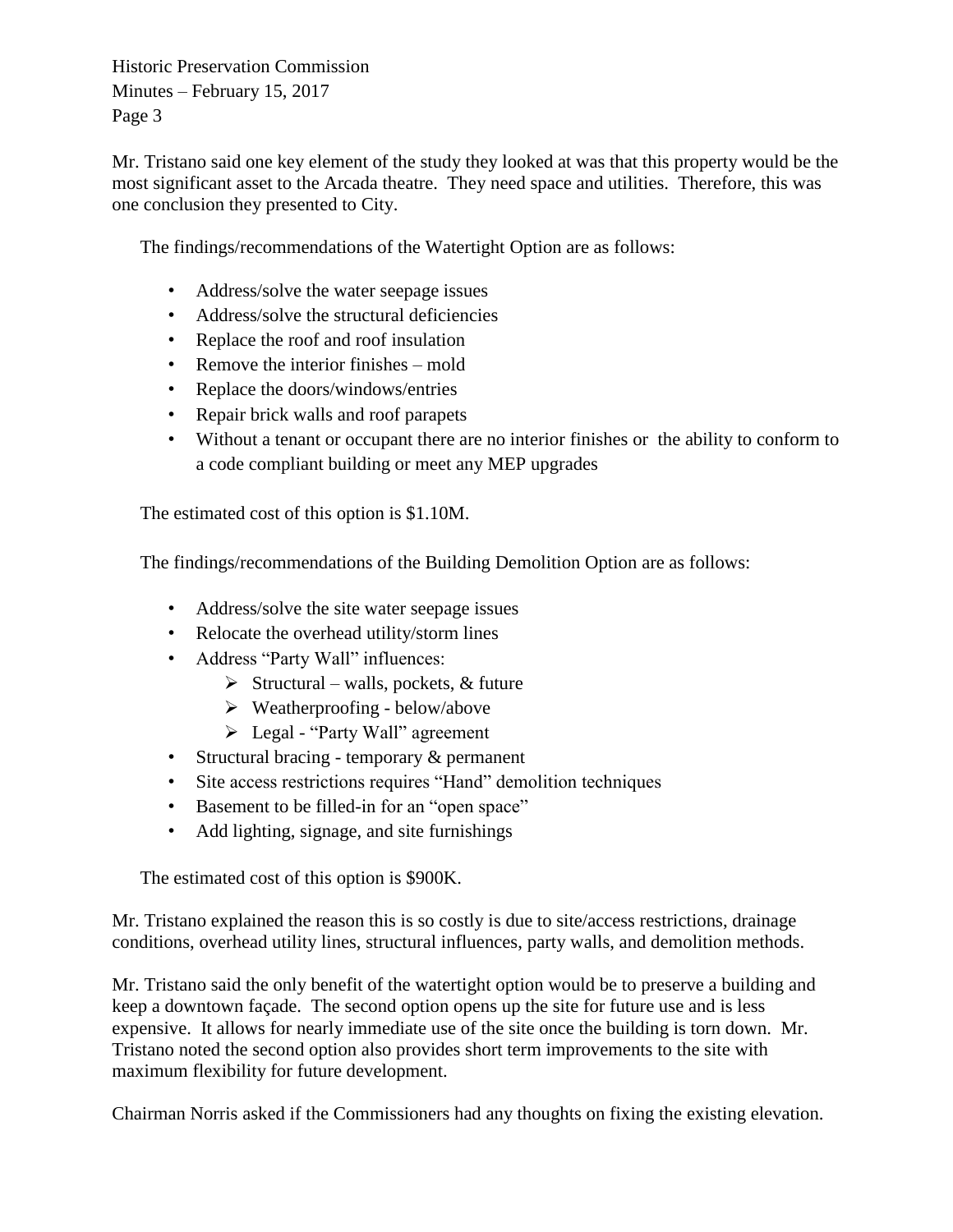Mr. Tristano said one key element of the study they looked at was that this property would be the most significant asset to the Arcada theatre. They need space and utilities. Therefore, this was one conclusion they presented to City.

The findings/recommendations of the Watertight Option are as follows:

- Address/solve the water seepage issues
- Address/solve the structural deficiencies
- Replace the roof and roof insulation
- Remove the interior finishes – mold
- Replace the doors/windows/entries
- Repair brick walls and roof parapets
- Without a tenant or occupant there are no interior finishes or the ability to conform to a code compliant building or meet any MEP upgrades

The estimated cost of this option is $1.10M.

The findings/recommendations of the Building Demolition Option are as follows:

- Address/solve the site water seepage issues
- Relocate the overhead utility/storm lines
- Address "Party Wall" influences:
  - Structural – walls, pockets, & future
  - Weatherproofing - below/above
  - Legal - "Party Wall" agreement
- Structural bracing - temporary & permanent
- Site access restrictions requires "Hand" demolition techniques
- Basement to be filled-in for an "open space"
- Add lighting, signage, and site furnishings

The estimated cost of this option is $900K.

Mr. Tristano explained the reason this is so costly is due to site/access restrictions, drainage conditions, overhead utility lines, structural influences, party walls, and demolition methods.

Mr. Tristano said the only benefit of the watertight option would be to preserve a building and keep a downtown façade. The second option opens up the site for future use and is less expensive. It allows for nearly immediate use of the site once the building is torn down. Mr. Tristano noted the second option also provides short term improvements to the site with maximum flexibility for future development.

Chairman Norris asked if the Commissioners had any thoughts on fixing the existing elevation.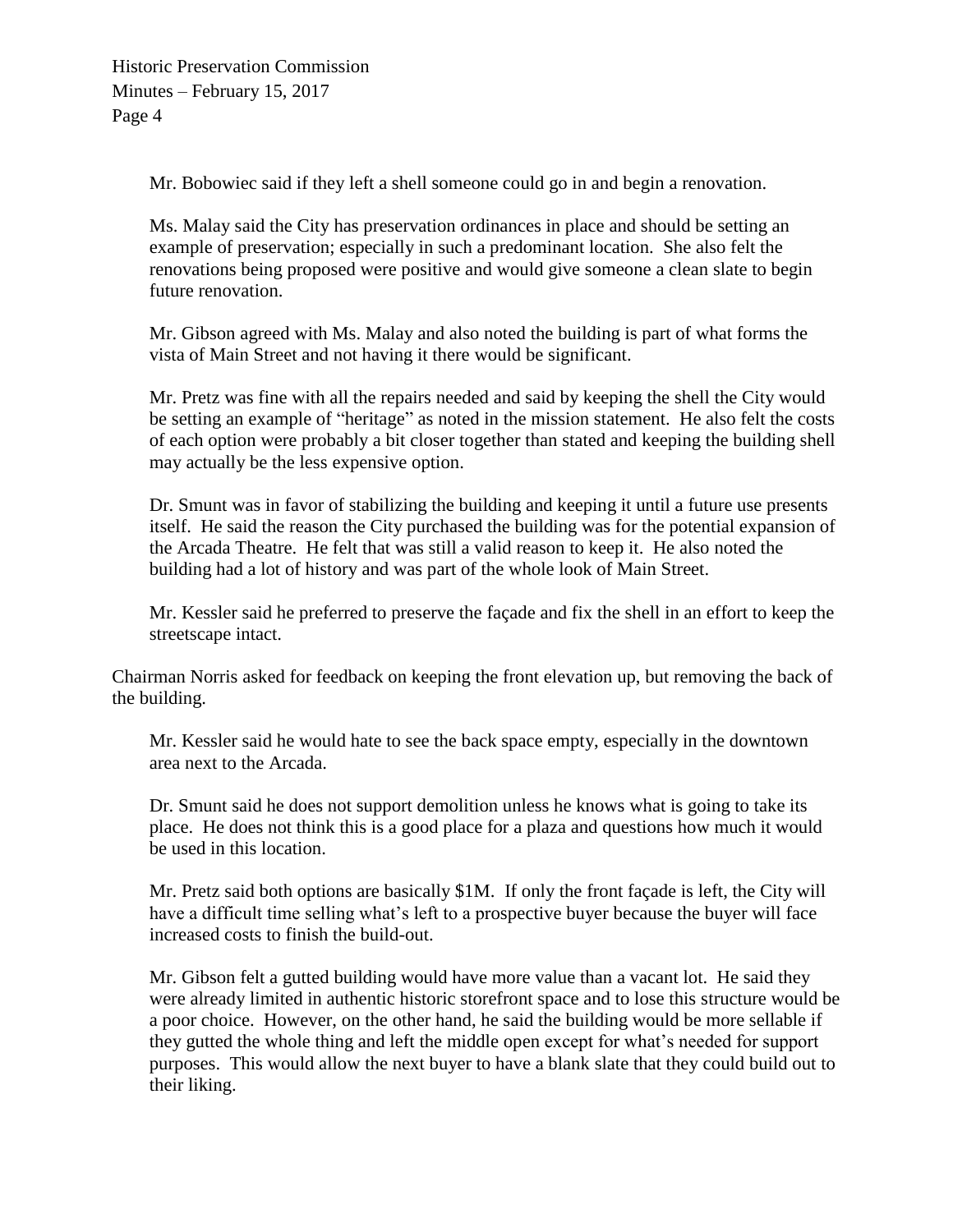Mr. Bobowiec said if they left a shell someone could go in and begin a renovation.

Ms. Malay said the City has preservation ordinances in place and should be setting an example of preservation; especially in such a predominant location. She also felt the renovations being proposed were positive and would give someone a clean slate to begin future renovation.

Mr. Gibson agreed with Ms. Malay and also noted the building is part of what forms the vista of Main Street and not having it there would be significant.

Mr. Pretz was fine with all the repairs needed and said by keeping the shell the City would be setting an example of "heritage" as noted in the mission statement. He also felt the costs of each option were probably a bit closer together than stated and keeping the building shell may actually be the less expensive option.

Dr. Smunt was in favor of stabilizing the building and keeping it until a future use presents itself. He said the reason the City purchased the building was for the potential expansion of the Arcada Theatre. He felt that was still a valid reason to keep it. He also noted the building had a lot of history and was part of the whole look of Main Street.

Mr. Kessler said he preferred to preserve the façade and fix the shell in an effort to keep the streetscape intact.

Chairman Norris asked for feedback on keeping the front elevation up, but removing the back of the building.

Mr. Kessler said he would hate to see the back space empty, especially in the downtown area next to the Arcada.

Dr. Smunt said he does not support demolition unless he knows what is going to take its place. He does not think this is a good place for a plaza and questions how much it would be used in this location.

Mr. Pretz said both options are basically $1M. If only the front façade is left, the City will have a difficult time selling what's left to a prospective buyer because the buyer will face increased costs to finish the build-out.

Mr. Gibson felt a gutted building would have more value than a vacant lot. He said they were already limited in authentic historic storefront space and to lose this structure would be a poor choice. However, on the other hand, he said the building would be more sellable if they gutted the whole thing and left the middle open except for what's needed for support purposes. This would allow the next buyer to have a blank slate that they could build out to their liking.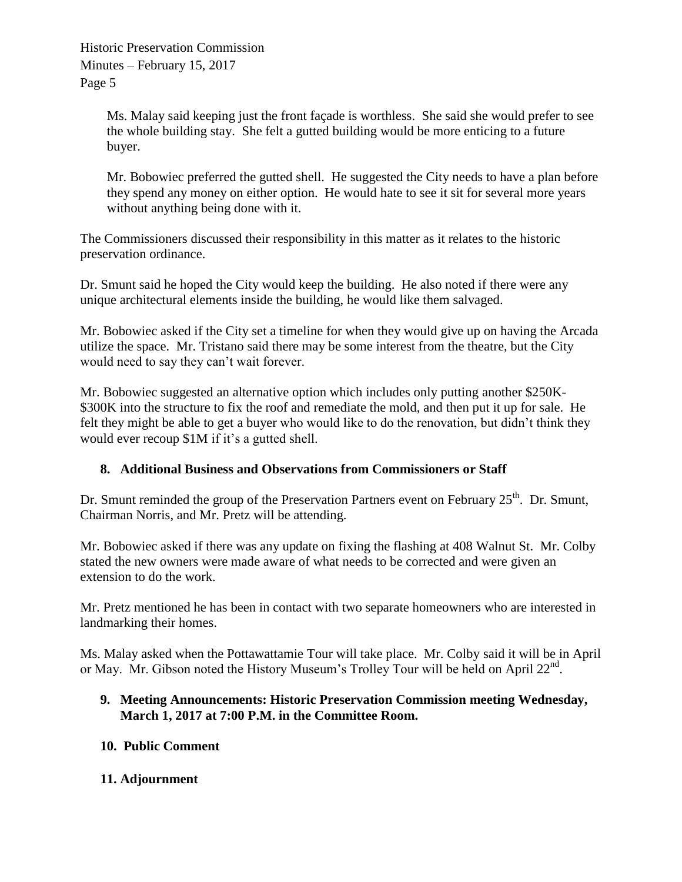Ms. Malay said keeping just the front façade is worthless. She said she would prefer to see the whole building stay. She felt a gutted building would be more enticing to a future buyer.

Mr. Bobowiec preferred the gutted shell. He suggested the City needs to have a plan before they spend any money on either option. He would hate to see it sit for several more years without anything being done with it.

The Commissioners discussed their responsibility in this matter as it relates to the historic preservation ordinance.

Dr. Smunt said he hoped the City would keep the building. He also noted if there were any unique architectural elements inside the building, he would like them salvaged.

Mr. Bobowiec asked if the City set a timeline for when they would give up on having the Arcada utilize the space. Mr. Tristano said there may be some interest from the theatre, but the City would need to say they can't wait forever.

Mr. Bobowiec suggested an alternative option which includes only putting another \$250K-\$300K into the structure to fix the roof and remediate the mold, and then put it up for sale. He felt they might be able to get a buyer who would like to do the renovation, but didn't think they would ever recoup \$1M if it's a gutted shell.

**8. Additional Business and Observations from Commissioners or Staff**

Dr. Smunt reminded the group of the Preservation Partners event on February 25th. Dr. Smunt, Chairman Norris, and Mr. Pretz will be attending.

Mr. Bobowiec asked if there was any update on fixing the flashing at 408 Walnut St. Mr. Colby stated the new owners were made aware of what needs to be corrected and were given an extension to do the work.

Mr. Pretz mentioned he has been in contact with two separate homeowners who are interested in landmarking their homes.

Ms. Malay asked when the Pottawattamie Tour will take place. Mr. Colby said it will be in April or May. Mr. Gibson noted the History Museum's Trolley Tour will be held on April 22nd.

**9. Meeting Announcements: Historic Preservation Commission meeting Wednesday, March 1, 2017 at 7:00 P.M. in the Committee Room.**

**10. Public Comment**

**11. Adjournment**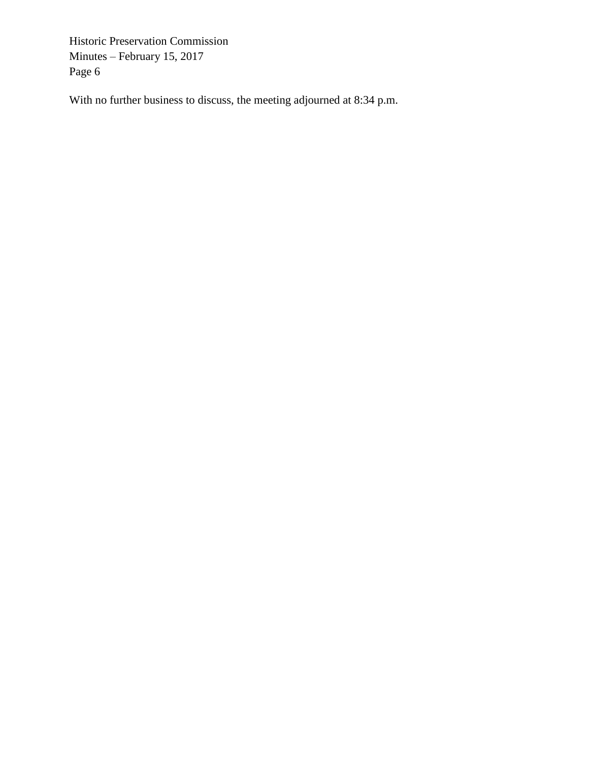With no further business to discuss, the meeting adjourned at 8:34 p.m.